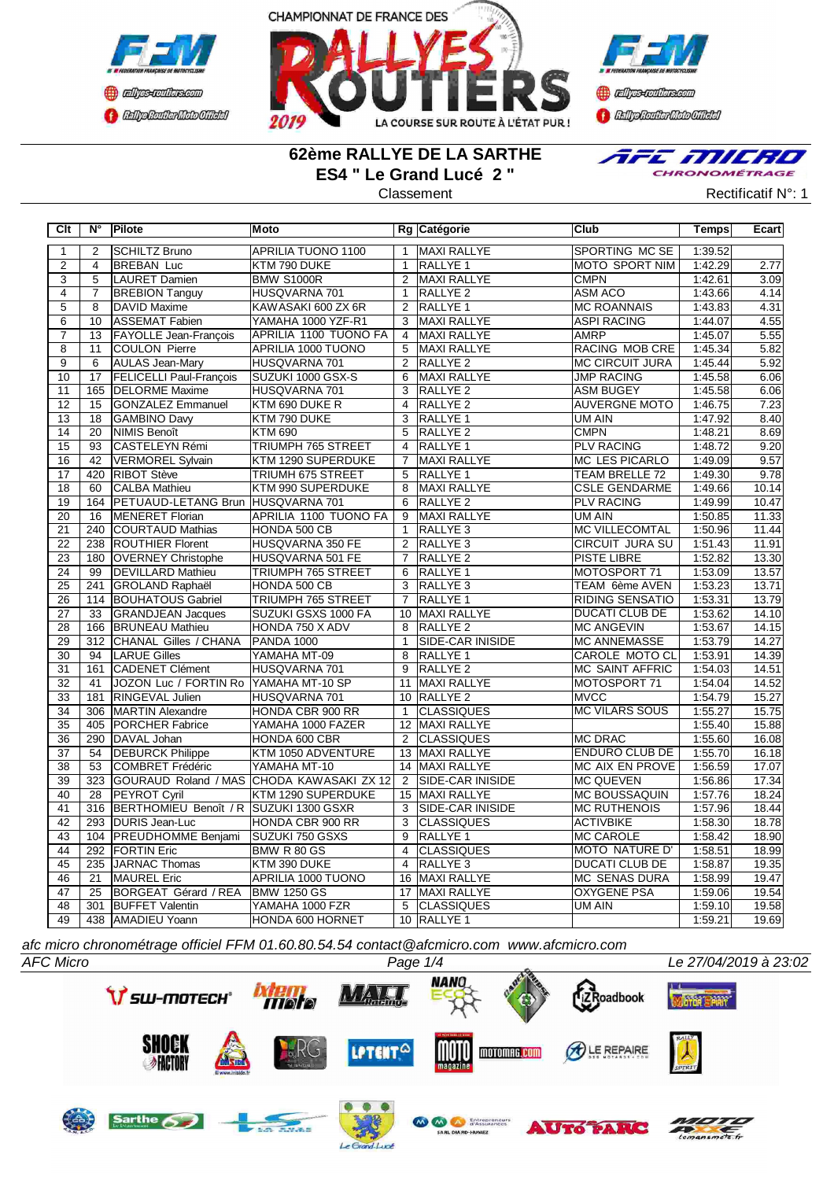CHAMPIONNAT DE FRANCE DES RALLYES ROUTIERS 2019 — LA COURSE SUR ROUTE À L'ÉTAT PUR !

## 62ème RALLYE DE LA SARTHE
## ES4 " Le Grand Lucé 2 "

Classement

Rectificatif N°: 1

| Clt | N° | Pilote | Moto | Rg | Catégorie | Club | Temps | Ecart |
|---|---|---|---|---|---|---|---|---|
| 1 | 2 | SCHILTZ Bruno | APRILIA TUONO 1100 | 1 | MAXI RALLYE | SPORTING MC SE | 1:39.52 | |
| 2 | 4 | BREBAN Luc | KTM 790 DUKE | 1 | RALLYE 1 | MOTO SPORT NIM | 1:42.29 | 2.77 |
| 3 | 5 | LAURET Damien | BMW S1000R | 2 | MAXI RALLYE | CMPN | 1:42.61 | 3.09 |
| 4 | 7 | BREBION Tanguy | HUSQVARNA 701 | 1 | RALLYE 2 | ASM ACO | 1:43.66 | 4.14 |
| 5 | 8 | DAVID Maxime | KAWASAKI 600 ZX 6R | 2 | RALLYE 1 | MC ROANNAIS | 1:43.83 | 4.31 |
| 6 | 10 | ASSEMAT Fabien | YAMAHA 1000 YZF-R1 | 3 | MAXI RALLYE | ASPI RACING | 1:44.07 | 4.55 |
| 7 | 13 | FAYOLLE Jean-François | APRILIA 1100 TUONO FA | 4 | MAXI RALLYE | AMRP | 1:45.07 | 5.55 |
| 8 | 11 | COULON Pierre | APRILIA 1000 TUONO | 5 | MAXI RALLYE | RACING MOB CRE | 1:45.34 | 5.82 |
| 9 | 6 | AULAS Jean-Mary | HUSQVARNA 701 | 2 | RALLYE 2 | MC CIRCUIT JURA | 1:45.44 | 5.92 |
| 10 | 17 | FELICELLI Paul-François | SUZUKI 1000 GSX-S | 6 | MAXI RALLYE | JMP RACING | 1:45.58 | 6.06 |
| 11 | 165 | DELORME Maxime | HUSQVARNA 701 | 3 | RALLYE 2 | ASM BUGEY | 1:45.58 | 6.06 |
| 12 | 15 | GONZALEZ Emmanuel | KTM 690 DUKE R | 4 | RALLYE 2 | AUVERGNE MOTO | 1:46.75 | 7.23 |
| 13 | 18 | GAMBINO Davy | KTM 790 DUKE | 3 | RALLYE 1 | UM AIN | 1:47.92 | 8.40 |
| 14 | 20 | NIMIS Benoît | KTM 690 | 5 | RALLYE 2 | CMPN | 1:48.21 | 8.69 |
| 15 | 93 | CASTELEYN Rémi | TRIUMPH 765 STREET | 4 | RALLYE 1 | PLV RACING | 1:48.72 | 9.20 |
| 16 | 42 | VERMOREL Sylvain | KTM 1290 SUPERDUKE | 7 | MAXI RALLYE | MC LES PICARLO | 1:49.09 | 9.57 |
| 17 | 420 | RIBOT Stève | TRIUMH 675 STREET | 5 | RALLYE 1 | TEAM BRELLE 72 | 1:49.30 | 9.78 |
| 18 | 60 | CALBA Mathieu | KTM 990 SUPERDUKE | 8 | MAXI RALLYE | CSLE GENDARME | 1:49.66 | 10.14 |
| 19 | 164 | PETUAUD-LETANG Brun | HUSQVARNA 701 | 6 | RALLYE 2 | PLV RACING | 1:49.99 | 10.47 |
| 20 | 16 | MENERET Florian | APRILIA 1100 TUONO FA | 9 | MAXI RALLYE | UM AIN | 1:50.85 | 11.33 |
| 21 | 240 | COURTAUD Mathias | HONDA 500 CB | 1 | RALLYE 3 | MC VILLECOMTAL | 1:50.96 | 11.44 |
| 22 | 238 | ROUTHIER Florent | HUSQVARNA 350 FE | 2 | RALLYE 3 | CIRCUIT JURA SU | 1:51.43 | 11.91 |
| 23 | 180 | OVERNEY Christophe | HUSQVARNA 501 FE | 7 | RALLYE 2 | PISTE LIBRE | 1:52.82 | 13.30 |
| 24 | 99 | DEVILLARD Mathieu | TRIUMPH 765 STREET | 6 | RALLYE 1 | MOTOSPORT 71 | 1:53.09 | 13.57 |
| 25 | 241 | GROLAND Raphaël | HONDA 500 CB | 3 | RALLYE 3 | TEAM 6ème AVEN | 1:53.23 | 13.71 |
| 26 | 114 | BOUHATOUS Gabriel | TRIUMPH 765 STREET | 7 | RALLYE 1 | RIDING SENSATIO | 1:53.31 | 13.79 |
| 27 | 33 | GRANDJEAN Jacques | SUZUKI GSXS 1000 FA | 10 | MAXI RALLYE | DUCATI CLUB DE | 1:53.62 | 14.10 |
| 28 | 166 | BRUNEAU Mathieu | HONDA 750 X ADV | 8 | RALLYE 2 | MC ANGEVIN | 1:53.67 | 14.15 |
| 29 | 312 | CHANAL Gilles / CHANA | PANDA 1000 | 1 | SIDE-CAR INISIDE | MC ANNEMASSE | 1:53.79 | 14.27 |
| 30 | 94 | LARUE Gilles | YAMAHA MT-09 | 8 | RALLYE 1 | CAROLE MOTO CL | 1:53.91 | 14.39 |
| 31 | 161 | CADENET Clément | HUSQVARNA 701 | 9 | RALLYE 2 | MC SAINT AFFRIC | 1:54.03 | 14.51 |
| 32 | 41 | JOZON Luc / FORTIN Ro | YAMAHA MT-10 SP | 11 | MAXI RALLYE | MOTOSPORT 71 | 1:54.04 | 14.52 |
| 33 | 181 | RINGEVAL Julien | HUSQVARNA 701 | 10 | RALLYE 2 | MVCC | 1:54.79 | 15.27 |
| 34 | 306 | MARTIN Alexandre | HONDA CBR 900 RR | 1 | CLASSIQUES | MC VILARS SOUS | 1:55.27 | 15.75 |
| 35 | 405 | PORCHER Fabrice | YAMAHA 1000 FAZER | 12 | MAXI RALLYE | | 1:55.40 | 15.88 |
| 36 | 290 | DAVAL Johan | HONDA 600 CBR | 2 | CLASSIQUES | MC DRAC | 1:55.60 | 16.08 |
| 37 | 54 | DEBURCK Philippe | KTM 1050 ADVENTURE | 13 | MAXI RALLYE | ENDURO CLUB DE | 1:55.70 | 16.18 |
| 38 | 53 | COMBRET Frédéric | YAMAHA MT-10 | 14 | MAXI RALLYE | MC AIX EN PROVE | 1:56.59 | 17.07 |
| 39 | 323 | GOURAUD Roland / MAS | CHODA KAWASAKI ZX 12 | 2 | SIDE-CAR INISIDE | MC QUEVEN | 1:56.86 | 17.34 |
| 40 | 28 | PEYROT Cyril | KTM 1290 SUPERDUKE | 15 | MAXI RALLYE | MC BOUSSAQUIN | 1:57.76 | 18.24 |
| 41 | 316 | BERTHOMIEU Benoît / R | SUZUKI 1300 GSXR | 3 | SIDE-CAR INISIDE | MC RUTHENOIS | 1:57.96 | 18.44 |
| 42 | 293 | DURIS Jean-Luc | HONDA CBR 900 RR | 3 | CLASSIQUES | ACTIVBIKE | 1:58.30 | 18.78 |
| 43 | 104 | PREUDHOMME Benjami | SUZUKI 750 GSXS | 9 | RALLYE 1 | MC CAROLE | 1:58.42 | 18.90 |
| 44 | 292 | FORTIN Eric | BMW R 80 GS | 4 | CLASSIQUES | MOTO NATURE D' | 1:58.51 | 18.99 |
| 45 | 235 | JARNAC Thomas | KTM 390 DUKE | 4 | RALLYE 3 | DUCATI CLUB DE | 1:58.87 | 19.35 |
| 46 | 21 | MAUREL Eric | APRILIA 1000 TUONO | 16 | MAXI RALLYE | MC SENAS DURA | 1:58.99 | 19.47 |
| 47 | 25 | BORGEAT Gérard / REA | BMW 1250 GS | 17 | MAXI RALLYE | OXYGENE PSA | 1:59.06 | 19.54 |
| 48 | 301 | BUFFET Valentin | YAMAHA 1000 FZR | 5 | CLASSIQUES | UM AIN | 1:59.10 | 19.58 |
| 49 | 438 | AMADIEU Yoann | HONDA 600 HORNET | 10 | RALLYE 1 | | 1:59.21 | 19.69 |

*afc micro chronométrage officiel FFM 01.60.80.54.54 contact@afcmicro.com www.afcmicro.com*

*AFC Micro* — *Le 27/04/2019 à 23:02*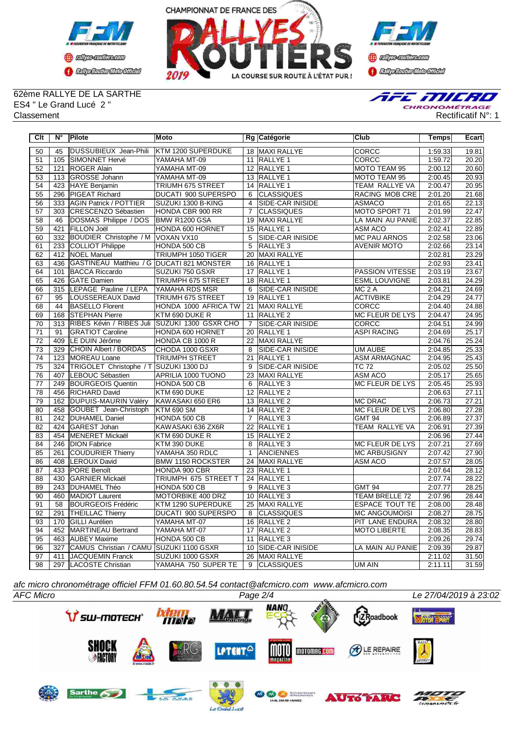62ème RALLYE DE LA SARTHE
ES4 " Le Grand Lucé 2 "
Classement

Rectificatif N°: 1

| Clt | N° | Pilote | Moto | Rg | Catégorie | Club | Temps | Ecart |
|---|---|---|---|---|---|---|---|---|
| 50 | 45 | DUSSUBIEUX Jean-Phili | KTM 1200 SUPERDUKE | 18 | MAXI RALLYE | CORCC | 1:59.33 | 19.81 |
| 51 | 105 | SIMONNET Hervé | YAMAHA MT-09 | 11 | RALLYE 1 | CORCC | 1:59.72 | 20.20 |
| 52 | 121 | ROGER Alain | YAMAHA MT-09 | 12 | RALLYE 1 | MOTO TEAM 95 | 2:00.12 | 20.60 |
| 53 | 113 | GROSSE Johann | YAMAHA MT-09 | 13 | RALLYE 1 | MOTO TEAM 95 | 2:00.45 | 20.93 |
| 54 | 423 | HAYE Benjamin | TRIUMH 675 STREET | 14 | RALLYE 1 | TEAM RALLYE VA | 2:00.47 | 20.95 |
| 55 | 296 | PIGEAT Richard | DUCATI 900 SUPERSPO | 6 | CLASSIQUES | RACING MOB CRE | 2:01.20 | 21.68 |
| 56 | 333 | AGIN Patrick / POTTIER | SUZUKI 1300 B-KING | 4 | SIDE-CAR INISIDE | ASMACO | 2:01.65 | 22.13 |
| 57 | 303 | CRESCENZO Sébastien | HONDA CBR 900 RR | 7 | CLASSIQUES | MOTO SPORT 71 | 2:01.99 | 22.47 |
| 58 | 46 | DOSMAS Philippe / DOS | BMW R1200 GSA | 19 | MAXI RALLYE | LA MAIN AU PANIE | 2:02.37 | 22.85 |
| 59 | 421 | FILLON Joël | HONDA 600 HORNET | 15 | RALLYE 1 | ASM ACO | 2:02.41 | 22.89 |
| 60 | 332 | BOUDIER Christophe / M | VOXAN VX10 | 5 | SIDE-CAR INISIDE | MC PAU ARNOS | 2:02.58 | 23.06 |
| 61 | 233 | COLLIOT Philippe | HONDA 500 CB | 5 | RALLYE 3 | AVENIR MOTO | 2:02.66 | 23.14 |
| 62 | 412 | NOEL Manuel | TRIUMPH 1050 TIGER | 20 | MAXI RALLYE | | 2:02.81 | 23.29 |
| 63 | 436 | GASTINEAU Matthieu / G | DUCATI 821 MONSTER | 16 | RALLYE 1 | | 2:02.93 | 23.41 |
| 64 | 101 | BACCA Riccardo | SUZUKI 750 GSXR | 17 | RALLYE 1 | PASSION VITESSE | 2:03.19 | 23.67 |
| 65 | 426 | GATE Damien | TRIUMPH 675 STREET | 18 | RALLYE 1 | ESML LOUVIGNE | 2:03.81 | 24.29 |
| 66 | 315 | LEPAGE Pauline / LEPA | YAMAHA RDS MSR | 6 | SIDE-CAR INISIDE | MC 2 A | 2:04.21 | 24.69 |
| 67 | 95 | LOUSSEREAUX David | TRIUMH 675 STREET | 19 | RALLYE 1 | ACTIVBIKE | 2:04.29 | 24.77 |
| 68 | 44 | BASELLO Florent | HONDA 1000 AFRICA TW | 21 | MAXI RALLYE | CORCC | 2:04.40 | 24.88 |
| 69 | 168 | STEPHAN Pierre | KTM 690 DUKE R | 11 | RALLYE 2 | MC FLEUR DE LYS | 2:04.47 | 24.95 |
| 70 | 313 | RIBES Kévin / RIBES Juli | SUZUKI 1300 GSXR CHO | 7 | SIDE-CAR INISIDE | CORCC | 2:04.51 | 24.99 |
| 71 | 91 | GRATIOT Caroline | HONDA 600 HORNET | 20 | RALLYE 1 | ASPI RACING | 2:04.69 | 25.17 |
| 72 | 409 | LE DUIN Jérôme | HONDA CB 1000 R | 22 | MAXI RALLYE | | 2:04.76 | 25.24 |
| 73 | 329 | CHOIN Albert / BORDAS | CHODA 1000 GSXR | 8 | SIDE-CAR INISIDE | UM AUBE | 2:04.85 | 25.33 |
| 74 | 123 | MOREAU Loane | TRIUMPH STREET | 21 | RALLYE 1 | ASM ARMAGNAC | 2:04.95 | 25.43 |
| 75 | 324 | TRIGOLET Christophe / T | SUZUKI 1300 DJ | 9 | SIDE-CAR INISIDE | TC 72 | 2:05.02 | 25.50 |
| 76 | 407 | LEBOUC Sébastien | APRILIA 1000 TUONO | 23 | MAXI RALLYE | ASM ACO | 2:05.17 | 25.65 |
| 77 | 249 | BOURGEOIS Quentin | HONDA 500 CB | 6 | RALLYE 3 | MC FLEUR DE LYS | 2:05.45 | 25.93 |
| 78 | 456 | RICHARD David | KTM 690 DUKE | 12 | RALLYE 2 | | 2:06.63 | 27.11 |
| 79 | 162 | DUPUIS-MAURIN Valéry | KAWASAKI 650 ER6 | 13 | RALLYE 2 | MC DRAC | 2:06.73 | 27.21 |
| 80 | 458 | GOUBET Jean-Christoph | KTM 690 SM | 14 | RALLYE 2 | MC FLEUR DE LYS | 2:06.80 | 27.28 |
| 81 | 242 | DUHAMEL Daniel | HONDA 500 CB | 7 | RALLYE 3 | GMT 94 | 2:06.89 | 27.37 |
| 82 | 424 | GAREST Johan | KAWASAKI 636 ZX6R | 22 | RALLYE 1 | TEAM RALLYE VA | 2:06.91 | 27.39 |
| 83 | 454 | MENERET Mickaël | KTM 690 DUKE R | 15 | RALLYE 2 | | 2:06.96 | 27.44 |
| 84 | 246 | DION Fabrice | KTM 390 DUKE | 8 | RALLYE 3 | MC FLEUR DE LYS | 2:07.21 | 27.69 |
| 85 | 261 | COUDURIER Thierry | YAMAHA 350 RDLC | 1 | ANCIENNES | MC ARBUSIGNY | 2:07.42 | 27.90 |
| 86 | 408 | LEROUX David | BMW 1150 ROCKSTER | 24 | MAXI RALLYE | ASM ACO | 2:07.57 | 28.05 |
| 87 | 433 | PORE Benoît | HONDA 900 CBR | 23 | RALLYE 1 | | 2:07.64 | 28.12 |
| 88 | 430 | GARNIER Mickaël | TRIUMPH 675 STREET T | 24 | RALLYE 1 | | 2:07.74 | 28.22 |
| 89 | 243 | DUHAMEL Théo | HONDA 500 CB | 9 | RALLYE 3 | GMT 94 | 2:07.77 | 28.25 |
| 90 | 460 | MADIOT Laurent | MOTORBIKE 400 DRZ | 10 | RALLYE 3 | TEAM BRELLE 72 | 2:07.96 | 28.44 |
| 91 | 58 | BOURGEOIS Frédéric | KTM 1290 SUPERDUKE | 25 | MAXI RALLYE | ESPACE TOUT TE | 2:08.00 | 28.48 |
| 92 | 291 | THEILLAC Thierry | DUCATI 900 SUPERSPO | 8 | CLASSIQUES | MC ANGOUMOISI | 2:08.27 | 28.75 |
| 93 | 170 | GILLI Aurélien | YAMAHA MT-07 | 16 | RALLYE 2 | PIT LANE ENDURA | 2:08.32 | 28.80 |
| 94 | 452 | MARTINEAU Bertrand | YAMAHA MT-07 | 17 | RALLYE 2 | MOTO LIBERTE | 2:08.35 | 28.83 |
| 95 | 463 | AUBEY Maxime | HONDA 500 CB | 11 | RALLYE 3 | | 2:09.26 | 29.74 |
| 96 | 327 | CAMUS Christian / CAMU | SUZUKI 1100 GSXR | 10 | SIDE-CAR INISIDE | LA MAIN AU PANIE | 2:09.39 | 29.87 |
| 97 | 411 | JACQUEMIN Franck | SUZUKI 1000 GSXR | 26 | MAXI RALLYE | | 2:11.02 | 31.50 |
| 98 | 297 | LACOSTE Christian | YAMAHA 750 SUPER TE | 9 | CLASSIQUES | UM AIN | 2:11.11 | 31.59 |

*afc micro chronométrage officiel FFM 01.60.80.54.54 contact@afcmicro.com www.afcmicro.com*

*AFC Micro* — *Le 27/04/2019 à 23:02*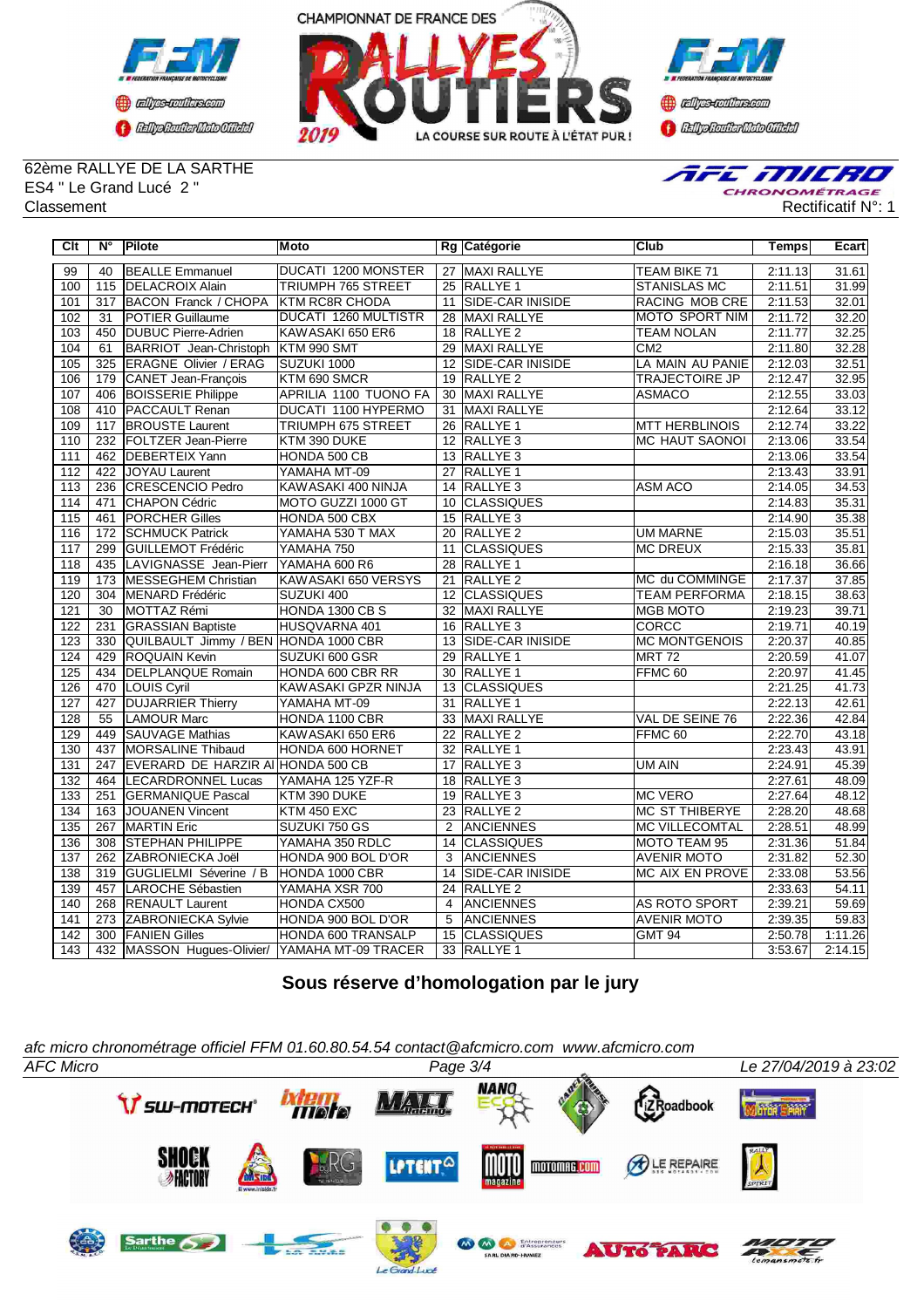62ème RALLYE DE LA SARTHE
ES4 " Le Grand Lucé 2 "
Classement

Rectificatif N°: 1

| Clt | N° | Pilote | Moto | Rg | Catégorie | Club | Temps | Ecart |
|---|---|---|---|---|---|---|---|---|
| 99 | 40 | BEALLE Emmanuel | DUCATI 1200 MONSTER | 27 | MAXI RALLYE | TEAM BIKE 71 | 2:11.13 | 31.61 |
| 100 | 115 | DELACROIX Alain | TRIUMPH 765 STREET | 25 | RALLYE 1 | STANISLAS MC | 2:11.51 | 31.99 |
| 101 | 317 | BACON Franck / CHOPA | KTM RC8R CHODA | 11 | SIDE-CAR INISIDE | RACING MOB CRE | 2:11.53 | 32.01 |
| 102 | 31 | POTIER Guillaume | DUCATI 1260 MULTISTR | 28 | MAXI RALLYE | MOTO SPORT NIM | 2:11.72 | 32.20 |
| 103 | 450 | DUBUC Pierre-Adrien | KAWASAKI 650 ER6 | 18 | RALLYE 2 | TEAM NOLAN | 2:11.77 | 32.25 |
| 104 | 61 | BARRIOT Jean-Christoph | KTM 990 SMT | 29 | MAXI RALLYE | CM2 | 2:11.80 | 32.28 |
| 105 | 325 | ERAGNE Olivier / ERAG | SUZUKI 1000 | 12 | SIDE-CAR INISIDE | LA MAIN AU PANIE | 2:12.03 | 32.51 |
| 106 | 179 | CANET Jean-François | KTM 690 SMCR | 19 | RALLYE 2 | TRAJECTOIRE JP | 2:12.47 | 32.95 |
| 107 | 406 | BOISSERIE Philippe | APRILIA 1100 TUONO FA | 30 | MAXI RALLYE | ASMACO | 2:12.55 | 33.03 |
| 108 | 410 | PACCAULT Renan | DUCATI 1100 HYPERMO | 31 | MAXI RALLYE | | 2:12.64 | 33.12 |
| 109 | 117 | BROUSTE Laurent | TRIUMPH 675 STREET | 26 | RALLYE 1 | MTT HERBLINOIS | 2:12.74 | 33.22 |
| 110 | 232 | FOLTZER Jean-Pierre | KTM 390 DUKE | 12 | RALLYE 3 | MC HAUT SAONOI | 2:13.06 | 33.54 |
| 111 | 462 | DEBERTEIX Yann | HONDA 500 CB | 13 | RALLYE 3 | | 2:13.06 | 33.54 |
| 112 | 422 | JOYAU Laurent | YAMAHA MT-09 | 27 | RALLYE 1 | | 2:13.43 | 33.91 |
| 113 | 236 | CRESCENCIO Pedro | KAWASAKI 400 NINJA | 14 | RALLYE 3 | ASM ACO | 2:14.05 | 34.53 |
| 114 | 471 | CHAPON Cédric | MOTO GUZZI 1000 GT | 10 | CLASSIQUES | | 2:14.83 | 35.31 |
| 115 | 461 | PORCHER Gilles | HONDA 500 CBX | 15 | RALLYE 3 | | 2:14.90 | 35.38 |
| 116 | 172 | SCHMUCK Patrick | YAMAHA 530 T MAX | 20 | RALLYE 2 | UM MARNE | 2:15.03 | 35.51 |
| 117 | 299 | GUILLEMOT Frédéric | YAMAHA 750 | 11 | CLASSIQUES | MC DREUX | 2:15.33 | 35.81 |
| 118 | 435 | LAVIGNASSE Jean-Pierr | YAMAHA 600 R6 | 28 | RALLYE 1 | | 2:16.18 | 36.66 |
| 119 | 173 | MESSEGHEM Christian | KAWASAKI 650 VERSYS | 21 | RALLYE 2 | MC du COMMINGE | 2:17.37 | 37.85 |
| 120 | 304 | MENARD Frédéric | SUZUKI 400 | 12 | CLASSIQUES | TEAM PERFORMA | 2:18.15 | 38.63 |
| 121 | 30 | MOTTAZ Rémi | HONDA 1300 CB S | 32 | MAXI RALLYE | MGB MOTO | 2:19.23 | 39.71 |
| 122 | 231 | GRASSIAN Baptiste | HUSQVARNA 401 | 16 | RALLYE 3 | CORCC | 2:19.71 | 40.19 |
| 123 | 330 | QUILBAULT Jimmy / BEN | HONDA 1000 CBR | 13 | SIDE-CAR INISIDE | MC MONTGENOIS | 2:20.37 | 40.85 |
| 124 | 429 | ROQUAIN Kevin | SUZUKI 600 GSR | 29 | RALLYE 1 | MRT 72 | 2:20.59 | 41.07 |
| 125 | 434 | DELPLANQUE Romain | HONDA 600 CBR RR | 30 | RALLYE 1 | FFMC 60 | 2:20.97 | 41.45 |
| 126 | 470 | LOUIS Cyril | KAWASAKI GPZR NINJA | 13 | CLASSIQUES | | 2:21.25 | 41.73 |
| 127 | 427 | DUJARRIER Thierry | YAMAHA MT-09 | 31 | RALLYE 1 | | 2:22.13 | 42.61 |
| 128 | 55 | LAMOUR Marc | HONDA 1100 CBR | 33 | MAXI RALLYE | VAL DE SEINE 76 | 2:22.36 | 42.84 |
| 129 | 449 | SAUVAGE Mathias | KAWASAKI 650 ER6 | 22 | RALLYE 2 | FFMC 60 | 2:22.70 | 43.18 |
| 130 | 437 | MORSALINE Thibaud | HONDA 600 HORNET | 32 | RALLYE 1 | | 2:23.43 | 43.91 |
| 131 | 247 | EVERARD DE HARZIR Al | HONDA 500 CB | 17 | RALLYE 3 | UM AIN | 2:24.91 | 45.39 |
| 132 | 464 | LECARDRONNEL Lucas | YAMAHA 125 YZF-R | 18 | RALLYE 3 | | 2:27.61 | 48.09 |
| 133 | 251 | GERMANIQUE Pascal | KTM 390 DUKE | 19 | RALLYE 3 | MC VERO | 2:27.64 | 48.12 |
| 134 | 163 | JOUANEN Vincent | KTM 450 EXC | 23 | RALLYE 2 | MC ST THIBERYE | 2:28.20 | 48.68 |
| 135 | 267 | MARTIN Eric | SUZUKI 750 GS | 2 | ANCIENNES | MC VILLECOMTAL | 2:28.51 | 48.99 |
| 136 | 308 | STEPHAN PHILIPPE | YAMAHA 350 RDLC | 14 | CLASSIQUES | MOTO TEAM 95 | 2:31.36 | 51.84 |
| 137 | 262 | ZABRONIECKA Joël | HONDA 900 BOL D'OR | 3 | ANCIENNES | AVENIR MOTO | 2:31.82 | 52.30 |
| 138 | 319 | GUGLIELMI Séverine / B | HONDA 1000 CBR | 14 | SIDE-CAR INISIDE | MC AIX EN PROVE | 2:33.08 | 53.56 |
| 139 | 457 | LAROCHE Sébastien | YAMAHA XSR 700 | 24 | RALLYE 2 | | 2:33.63 | 54.11 |
| 140 | 268 | RENAULT Laurent | HONDA CX500 | 4 | ANCIENNES | AS ROTO SPORT | 2:39.21 | 59.69 |
| 141 | 273 | ZABRONIECKA Sylvie | HONDA 900 BOL D'OR | 5 | ANCIENNES | AVENIR MOTO | 2:39.35 | 59.83 |
| 142 | 300 | FANIEN Gilles | HONDA 600 TRANSALP | 15 | CLASSIQUES | GMT 94 | 2:50.78 | 1:11.26 |
| 143 | 432 | MASSON Hugues-Olivier/ | YAMAHA MT-09 TRACER | 33 | RALLYE 1 | | 3:53.67 | 2:14.15 |

**Sous réserve d'homologation par le jury**

*afc micro chronométrage officiel FFM 01.60.80.54.54 contact@afcmicro.com www.afcmicro.com*

*AFC Micro* — *Le 27/04/2019 à 23:02*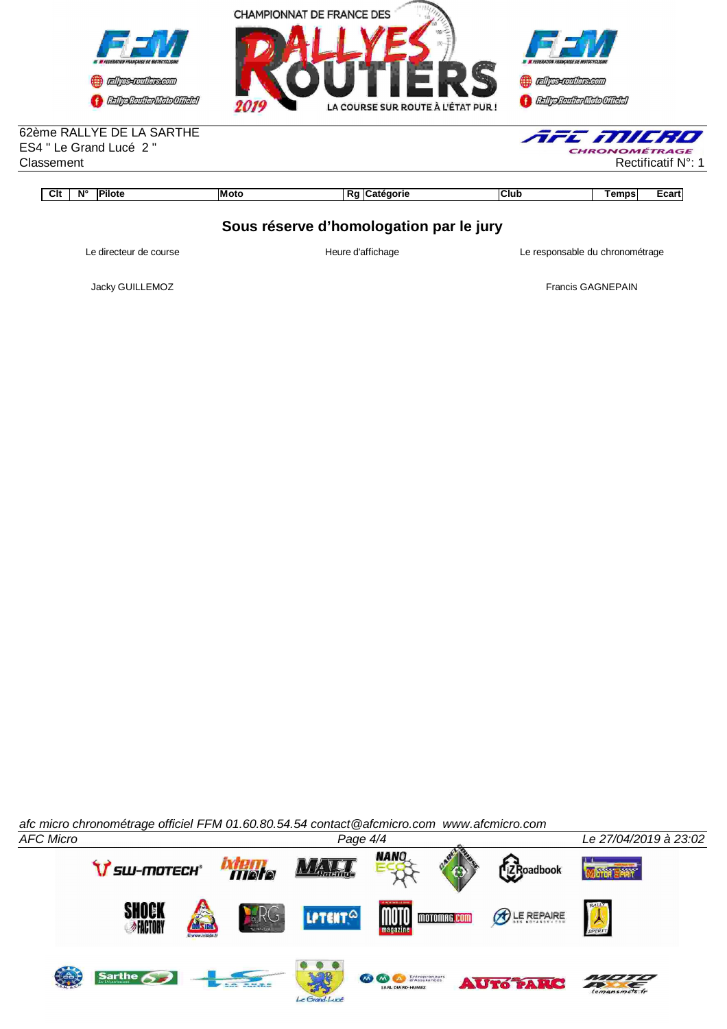62ème RALLYE DE LA SARTHE

ES4 " Le Grand Lucé 2 "

Classement

Rectificatif N°: 1

| Clt | N° | Pilote | Moto | Rg | Catégorie | Club | Temps | Ecart |
|---|---|---|---|---|---|---|---|---|

**Sous réserve d'homologation par le jury**

| Le directeur de course | Heure d'affichage | Le responsable du chronométrage |
|---|---|---|
| Jacky GUILLEMOZ | | Francis GAGNEPAIN |

*afc micro chronométrage officiel FFM 01.60.80.54.54 contact@afcmicro.com www.afcmicro.com*

*AFC Micro* — *Le 27/04/2019 à 23:02*